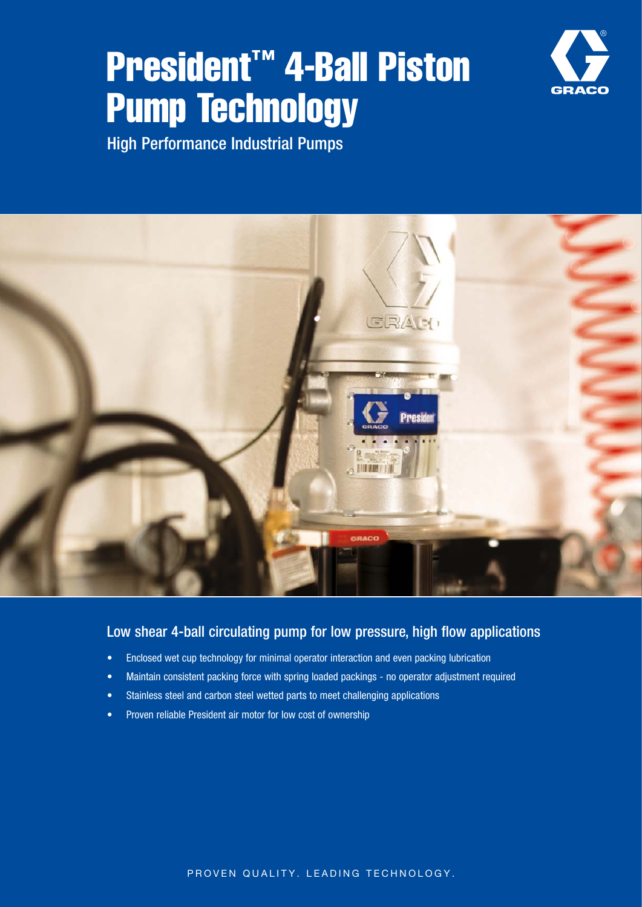# President™ 4-Ball Piston Pump Technology

High Performance Industrial Pumps

## Low shear 4-ball circulating pump for low pressure, high flow applications

- Enclosed wet cup technology for minimal operator interaction and even packing lubrication
- Maintain consistent packing force with spring loaded packings - no operator adjustment required
- Stainless steel and carbon steel wetted parts to meet challenging applications
- Proven reliable President air motor for low cost of ownership

PROVEN QUALITY. LEADING TECHNOLOGY.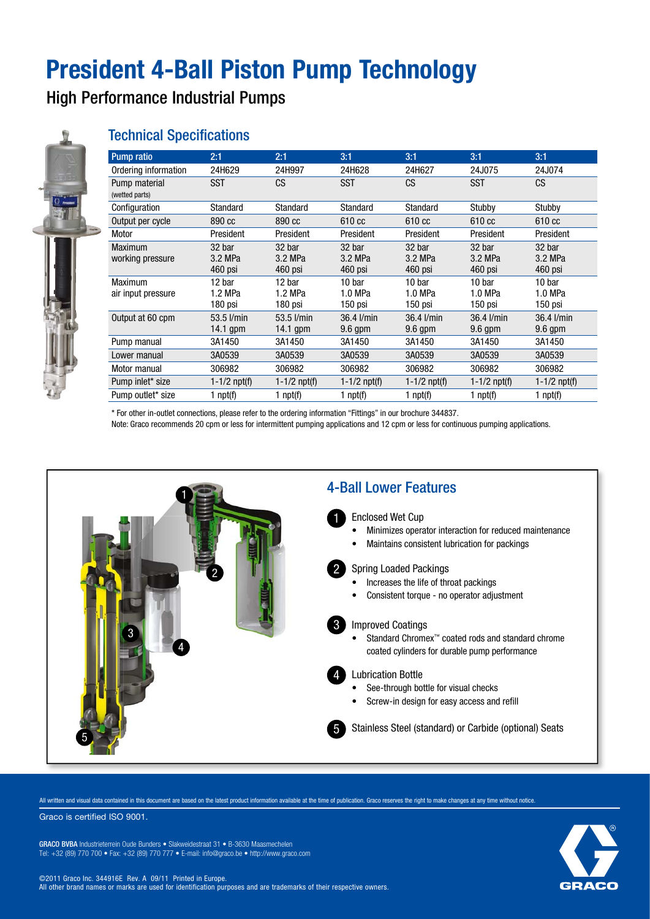# President 4-Ball Piston Pump Technology

## High Performance Industrial Pumps

### Technical Specifications

| Pump ratio | 2:1 | 2:1 | 3:1 | 3:1 | 3:1 | 3:1 |
|---|---|---|---|---|---|---|
| Ordering information | 24H629 | 24H997 | 24H628 | 24H627 | 24J075 | 24J074 |
| Pump material (wetted parts) | SST | CS | SST | CS | SST | CS |
| Configuration | Standard | Standard | Standard | Standard | Stubby | Stubby |
| Output per cycle | 890 cc | 890 cc | 610 cc | 610 cc | 610 cc | 610 cc |
| Motor | President | President | President | President | President | President |
| Maximum working pressure | 32 bar 3.2 MPa 460 psi | 32 bar 3.2 MPa 460 psi | 32 bar 3.2 MPa 460 psi | 32 bar 3.2 MPa 460 psi | 32 bar 3.2 MPa 460 psi | 32 bar 3.2 MPa 460 psi |
| Maximum air input pressure | 12 bar 1.2 MPa 180 psi | 12 bar 1.2 MPa 180 psi | 10 bar 1.0 MPa 150 psi | 10 bar 1.0 MPa 150 psi | 10 bar 1.0 MPa 150 psi | 10 bar 1.0 MPa 150 psi |
| Output at 60 cpm | 53.5 l/min 14.1 gpm | 53.5 l/min 14.1 gpm | 36.4 l/min 9.6 gpm | 36.4 l/min 9.6 gpm | 36.4 l/min 9.6 gpm | 36.4 l/min 9.6 gpm |
| Pump manual | 3A1450 | 3A1450 | 3A1450 | 3A1450 | 3A1450 | 3A1450 |
| Lower manual | 3A0539 | 3A0539 | 3A0539 | 3A0539 | 3A0539 | 3A0539 |
| Motor manual | 306982 | 306982 | 306982 | 306982 | 306982 | 306982 |
| Pump inlet* size | 1-1/2 npt(f) | 1-1/2 npt(f) | 1-1/2 npt(f) | 1-1/2 npt(f) | 1-1/2 npt(f) | 1-1/2 npt(f) |
| Pump outlet* size | 1 npt(f) | 1 npt(f) | 1 npt(f) | 1 npt(f) | 1 npt(f) | 1 npt(f) |

* For other in-outlet connections, please refer to the ordering information "Fittings" in our brochure 344837.

Note: Graco recommends 20 cpm or less for intermittent pumping applications and 12 cpm or less for continuous pumping applications.

### 4-Ball Lower Features

1. Enclosed Wet Cup
   - Minimizes operator interaction for reduced maintenance
   - Maintains consistent lubrication for packings
2. Spring Loaded Packings
   - Increases the life of throat packings
   - Consistent torque - no operator adjustment
3. Improved Coatings
   - Standard Chromex™ coated rods and standard chrome coated cylinders for durable pump performance
4. Lubrication Bottle
   - See-through bottle for visual checks
   - Screw-in design for easy access and refill
5. Stainless Steel (standard) or Carbide (optional) Seats

All written and visual data contained in this document are based on the latest product information available at the time of publication. Graco reserves the right to make changes at any time without notice.

Graco is certified ISO 9001.

**GRACO BVBA** Industrieterrein Oude Bunders • Slakweidestraat 31 • B-3630 Maasmechelen
Tel: +32 (89) 770 700 • Fax: +32 (89) 770 777 • E-mail: info@graco.be • http://www.graco.com

©2011 Graco Inc. 344916E Rev. A 09/11 Printed in Europe.
All other brand names or marks are used for identification purposes and are trademarks of their respective owners.